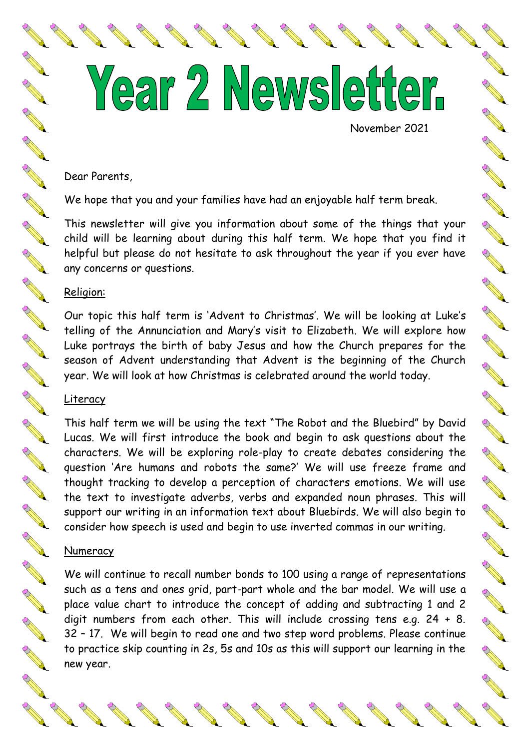# Year 2 Newsletter.

November 2021

Dear Parents,

We hope that you and your families have had an enjoyable half term break.

This newsletter will give you information about some of the things that your child will be learning about during this half term. We hope that you find it helpful but please do not hesitate to ask throughout the year if you ever have any concerns or questions.

## Religion:

Our topic this half term is 'Advent to Christmas'. We will be looking at Luke's telling of the Annunciation and Mary's visit to Elizabeth. We will explore how Luke portrays the birth of baby Jesus and how the Church prepares for the season of Advent understanding that Advent is the beginning of the Church year. We will look at how Christmas is celebrated around the world today.

## Literacy

This half term we will be using the text "The Robot and the Bluebird" by David Lucas. We will first introduce the book and begin to ask questions about the characters. We will be exploring role-play to create debates considering the question 'Are humans and robots the same?' We will use freeze frame and thought tracking to develop a perception of characters emotions. We will use the text to investigate adverbs, verbs and expanded noun phrases. This will support our writing in an information text about Bluebirds. We will also begin to consider how speech is used and begin to use inverted commas in our writing.

## Numeracy

We will continue to recall number bonds to 100 using a range of representations such as a tens and ones grid, part-part whole and the bar model. We will use a place value chart to introduce the concept of adding and subtracting 1 and 2 digit numbers from each other. This will include crossing tens e.g. 24 + 8. 32 – 17. We will begin to read one and two step word problems. Please continue to practice skip counting in 2s, 5s and 10s as this will support our learning in the new year.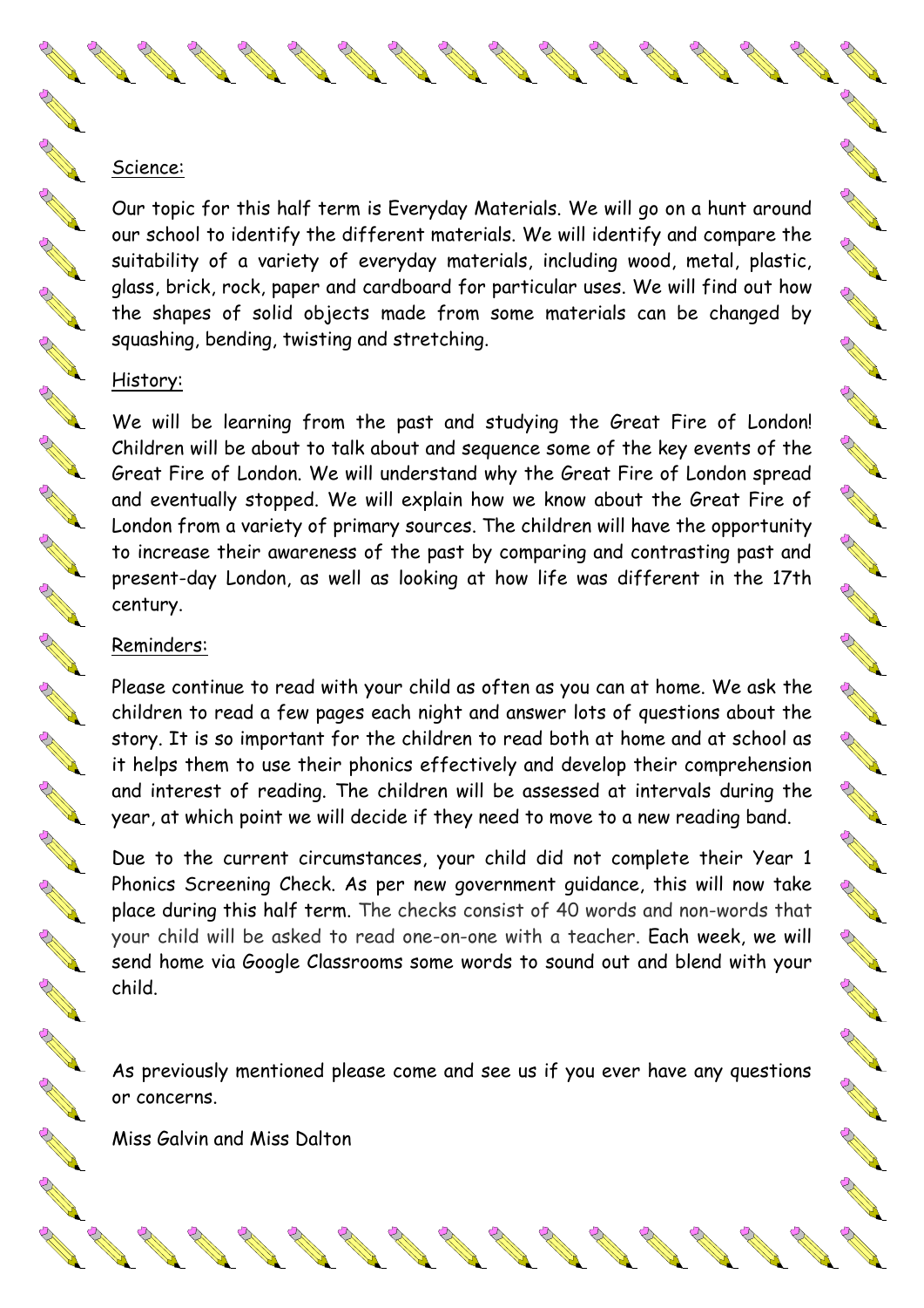Science:

Our topic for this half term is Everyday Materials. We will go on a hunt around our school to identify the different materials. We will identify and compare the suitability of a variety of everyday materials, including wood, metal, plastic, glass, brick, rock, paper and cardboard for particular uses. We will find out how the shapes of solid objects made from some materials can be changed by squashing, bending, twisting and stretching.

History:

We will be learning from the past and studying the Great Fire of London! Children will be about to talk about and sequence some of the key events of the Great Fire of London. We will understand why the Great Fire of London spread and eventually stopped. We will explain how we know about the Great Fire of London from a variety of primary sources. The children will have the opportunity to increase their awareness of the past by comparing and contrasting past and present-day London, as well as looking at how life was different in the 17th century.

Reminders:

Please continue to read with your child as often as you can at home. We ask the children to read a few pages each night and answer lots of questions about the story. It is so important for the children to read both at home and at school as it helps them to use their phonics effectively and develop their comprehension and interest of reading. The children will be assessed at intervals during the year, at which point we will decide if they need to move to a new reading band.

Due to the current circumstances, your child did not complete their Year 1 Phonics Screening Check. As per new government guidance, this will now take place during this half term. The checks consist of 40 words and non-words that your child will be asked to read one-on-one with a teacher. Each week, we will send home via Google Classrooms some words to sound out and blend with your child.

As previously mentioned please come and see us if you ever have any questions or concerns.

Miss Galvin and Miss Dalton